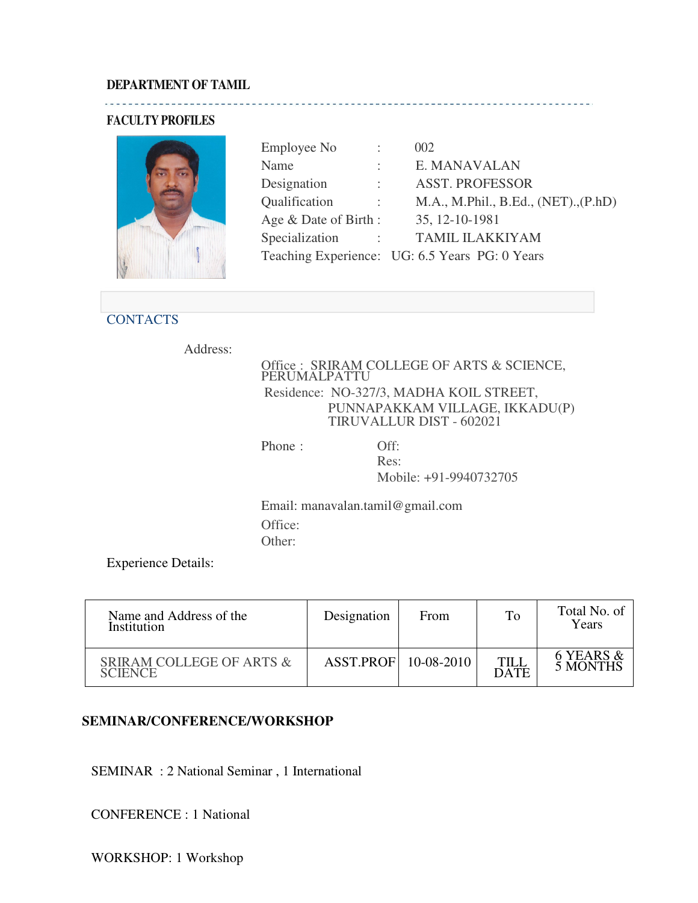**DEPARTMENT OF TAMIL**

**FACULTY PROFILES**

| | | |
|---|---|---|
| Employee No | : | 002 |
| Name | : | E. MANAVALAN |
| Designation | : | ASST. PROFESSOR |
| Qualification | : | M.A., M.Phil., B.Ed., (NET).,(P.hD) |
| Age & Date of Birth | : | 35, 12-10-1981 |
| Specialization | : | TAMIL ILAKKIYAM |
| Teaching Experience | : | UG: 6.5 Years PG: 0 Years |

CONTACTS

Address:

Office : SRIRAM COLLEGE OF ARTS & SCIENCE, PERUMALPATTU

Residence: NO-327/3, MADHA KOIL STREET,
PUNNAPAKKAM VILLAGE, IKKADU(P)
TIRUVALLUR DIST - 602021

Phone : Off:
Res:
Mobile: +91-9940732705

Email: manavalan.tamil@gmail.com
Office:
Other:

Experience Details:

| Name and Address of the Institution | Designation | From | To | Total No. of Years |
|---|---|---|---|---|
| SRIRAM COLLEGE OF ARTS & SCIENCE | ASST.PROF | 10-08-2010 | TILL DATE | 6 YEARS & 5 MONTHS |

**SEMINAR/CONFERENCE/WORKSHOP**

SEMINAR : 2 National Seminar , 1 International

CONFERENCE : 1 National

WORKSHOP: 1 Workshop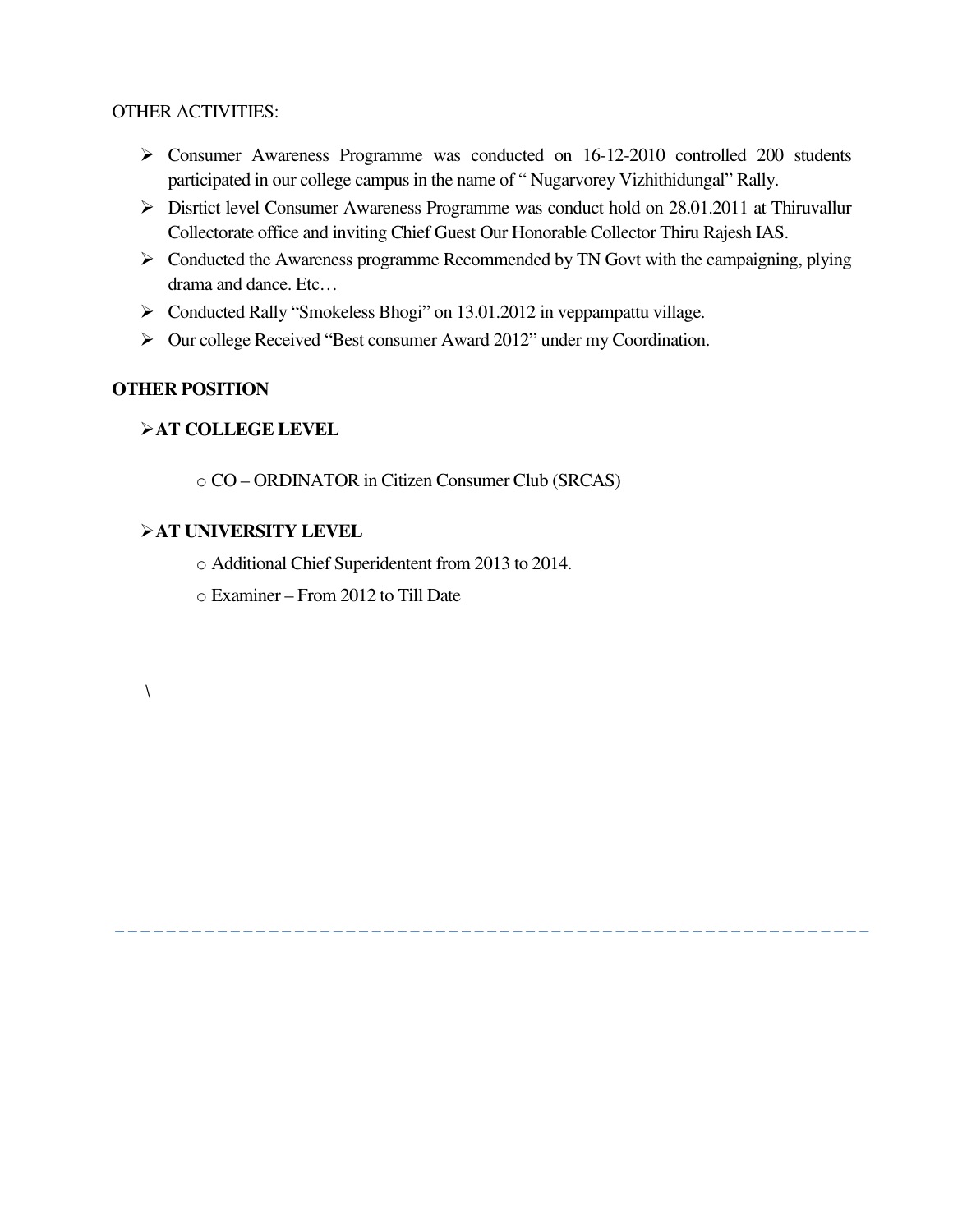OTHER ACTIVITIES:

- Consumer Awareness Programme was conducted on 16-12-2010 controlled 200 students participated in our college campus in the name of " Nugarvorey Vizhithidungal" Rally.
- Disrtict level Consumer Awareness Programme was conduct hold on 28.01.2011 at Thiruvallur Collectorate office and inviting Chief Guest Our Honorable Collector Thiru Rajesh IAS.
- Conducted the Awareness programme Recommended by TN Govt with the campaigning, plying drama and dance. Etc…
- Conducted Rally "Smokeless Bhogi" on 13.01.2012 in veppampattu village.
- Our college Received "Best consumer Award 2012" under my Coordination.

**OTHER POSITION**

- **AT COLLEGE LEVEL**
  - CO – ORDINATOR in Citizen Consumer Club (SRCAS)
- **AT UNIVERSITY LEVEL**
  - Additional Chief Superidentent from 2013 to 2014.
  - Examiner – From 2012 to Till Date

\